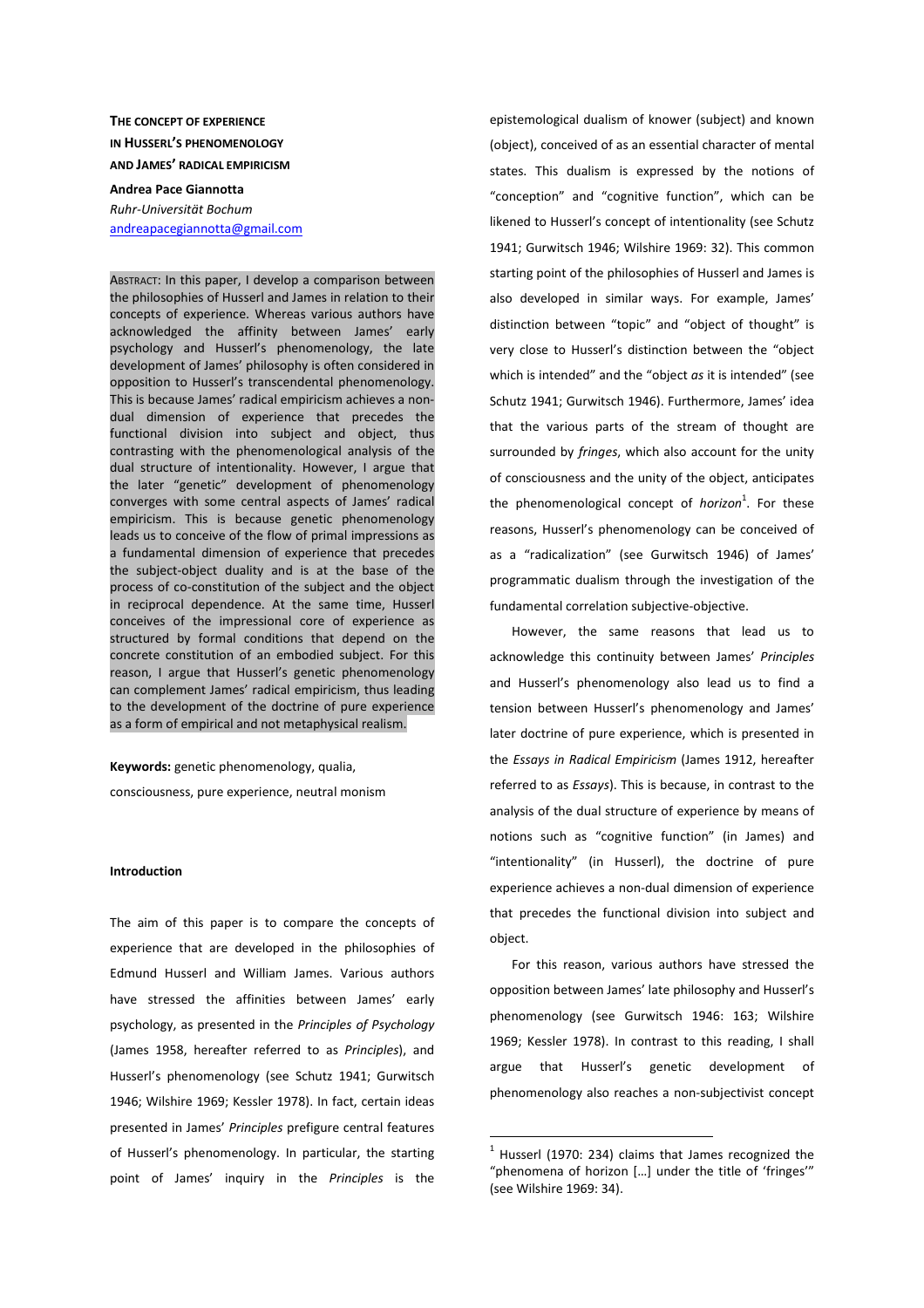# THE CONCEPT OF EXPERIENCE IN HUSSERL'S PHENOMENOLOGY AND JAMES' RADICAL EMPIRICISM

**Andrea Pace Giannotta**
*Ruhr-Universität Bochum*
andreapacegiannotta@gmail.com

ABSTRACT: In this paper, I develop a comparison between the philosophies of Husserl and James in relation to their concepts of experience. Whereas various authors have acknowledged the affinity between James' early psychology and Husserl's phenomenology, the late development of James' philosophy is often considered in opposition to Husserl's transcendental phenomenology. This is because James' radical empiricism achieves a non-dual dimension of experience that precedes the functional division into subject and object, thus contrasting with the phenomenological analysis of the dual structure of intentionality. However, I argue that the later "genetic" development of phenomenology converges with some central aspects of James' radical empiricism. This is because genetic phenomenology leads us to conceive of the flow of primal impressions as a fundamental dimension of experience that precedes the subject-object duality and is at the base of the process of co-constitution of the subject and the object in reciprocal dependence. At the same time, Husserl conceives of the impressional core of experience as structured by formal conditions that depend on the concrete constitution of an embodied subject. For this reason, I argue that Husserl's genetic phenomenology can complement James' radical empiricism, thus leading to the development of the doctrine of pure experience as a form of empirical and not metaphysical realism.

**Keywords:** genetic phenomenology, qualia, consciousness, pure experience, neutral monism

## Introduction

The aim of this paper is to compare the concepts of experience that are developed in the philosophies of Edmund Husserl and William James. Various authors have stressed the affinities between James' early psychology, as presented in the *Principles of Psychology* (James 1958, hereafter referred to as *Principles*), and Husserl's phenomenology (see Schutz 1941; Gurwitsch 1946; Wilshire 1969; Kessler 1978). In fact, certain ideas presented in James' *Principles* prefigure central features of Husserl's phenomenology. In particular, the starting point of James' inquiry in the *Principles* is the epistemological dualism of knower (subject) and known (object), conceived of as an essential character of mental states. This dualism is expressed by the notions of "conception" and "cognitive function", which can be likened to Husserl's concept of intentionality (see Schutz 1941; Gurwitsch 1946; Wilshire 1969: 32). This common starting point of the philosophies of Husserl and James is also developed in similar ways. For example, James' distinction between "topic" and "object of thought" is very close to Husserl's distinction between the "object which is intended" and the "object *as* it is intended" (see Schutz 1941; Gurwitsch 1946). Furthermore, James' idea that the various parts of the stream of thought are surrounded by *fringes*, which also account for the unity of consciousness and the unity of the object, anticipates the phenomenological concept of *horizon*[1]. For these reasons, Husserl's phenomenology can be conceived of as a "radicalization" (see Gurwitsch 1946) of James' programmatic dualism through the investigation of the fundamental correlation subjective-objective.

However, the same reasons that lead us to acknowledge this continuity between James' *Principles* and Husserl's phenomenology also lead us to find a tension between Husserl's phenomenology and James' later doctrine of pure experience, which is presented in the *Essays in Radical Empiricism* (James 1912, hereafter referred to as *Essays*). This is because, in contrast to the analysis of the dual structure of experience by means of notions such as "cognitive function" (in James) and "intentionality" (in Husserl), the doctrine of pure experience achieves a non-dual dimension of experience that precedes the functional division into subject and object.

For this reason, various authors have stressed the opposition between James' late philosophy and Husserl's phenomenology (see Gurwitsch 1946: 163; Wilshire 1969; Kessler 1978). In contrast to this reading, I shall argue that Husserl's genetic development of phenomenology also reaches a non-subjectivist concept

[1] Husserl (1970: 234) claims that James recognized the "phenomena of horizon […] under the title of 'fringes'" (see Wilshire 1969: 34).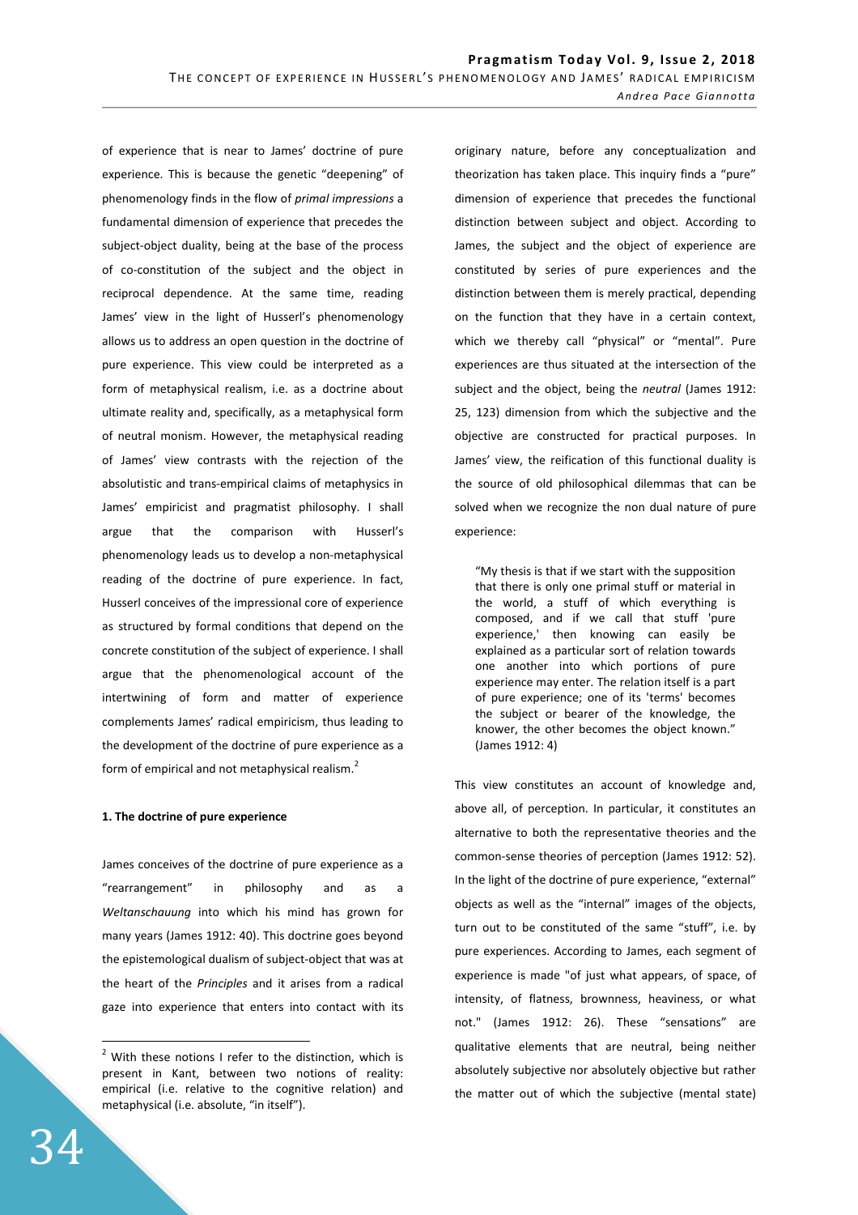of experience that is near to James' doctrine of pure experience. This is because the genetic "deepening" of phenomenology finds in the flow of *primal impressions* a fundamental dimension of experience that precedes the subject-object duality, being at the base of the process of co-constitution of the subject and the object in reciprocal dependence. At the same time, reading James' view in the light of Husserl's phenomenology allows us to address an open question in the doctrine of pure experience. This view could be interpreted as a form of metaphysical realism, i.e. as a doctrine about ultimate reality and, specifically, as a metaphysical form of neutral monism. However, the metaphysical reading of James' view contrasts with the rejection of the absolutistic and trans-empirical claims of metaphysics in James' empiricist and pragmatist philosophy. I shall argue that the comparison with Husserl's phenomenology leads us to develop a non-metaphysical reading of the doctrine of pure experience. In fact, Husserl conceives of the impressional core of experience as structured by formal conditions that depend on the concrete constitution of the subject of experience. I shall argue that the phenomenological account of the intertwining of form and matter of experience complements James' radical empiricism, thus leading to the development of the doctrine of pure experience as a form of empirical and not metaphysical realism.[2]

**1. The doctrine of pure experience**

James conceives of the doctrine of pure experience as a "rearrangement" in philosophy and as a *Weltanschauung* into which his mind has grown for many years (James 1912: 40). This doctrine goes beyond the epistemological dualism of subject-object that was at the heart of the *Principles* and it arises from a radical gaze into experience that enters into contact with its originary nature, before any conceptualization and theorization has taken place. This inquiry finds a "pure" dimension of experience that precedes the functional distinction between subject and object. According to James, the subject and the object of experience are constituted by series of pure experiences and the distinction between them is merely practical, depending on the function that they have in a certain context, which we thereby call "physical" or "mental". Pure experiences are thus situated at the intersection of the subject and the object, being the *neutral* (James 1912: 25, 123) dimension from which the subjective and the objective are constructed for practical purposes. In James' view, the reification of this functional duality is the source of old philosophical dilemmas that can be solved when we recognize the non dual nature of pure experience:

> "My thesis is that if we start with the supposition that there is only one primal stuff or material in the world, a stuff of which everything is composed, and if we call that stuff 'pure experience,' then knowing can easily be explained as a particular sort of relation towards one another into which portions of pure experience may enter. The relation itself is a part of pure experience; one of its 'terms' becomes the subject or bearer of the knowledge, the knower, the other becomes the object known." (James 1912: 4)

This view constitutes an account of knowledge and, above all, of perception. In particular, it constitutes an alternative to both the representative theories and the common-sense theories of perception (James 1912: 52). In the light of the doctrine of pure experience, "external" objects as well as the "internal" images of the objects, turn out to be constituted of the same "stuff", i.e. by pure experiences. According to James, each segment of experience is made "of just what appears, of space, of intensity, of flatness, brownness, heaviness, or what not." (James 1912: 26). These "sensations" are qualitative elements that are neutral, being neither absolutely subjective nor absolutely objective but rather the matter out of which the subjective (mental state)

[2] With these notions I refer to the distinction, which is present in Kant, between two notions of reality: empirical (i.e. relative to the cognitive relation) and metaphysical (i.e. absolute, "in itself").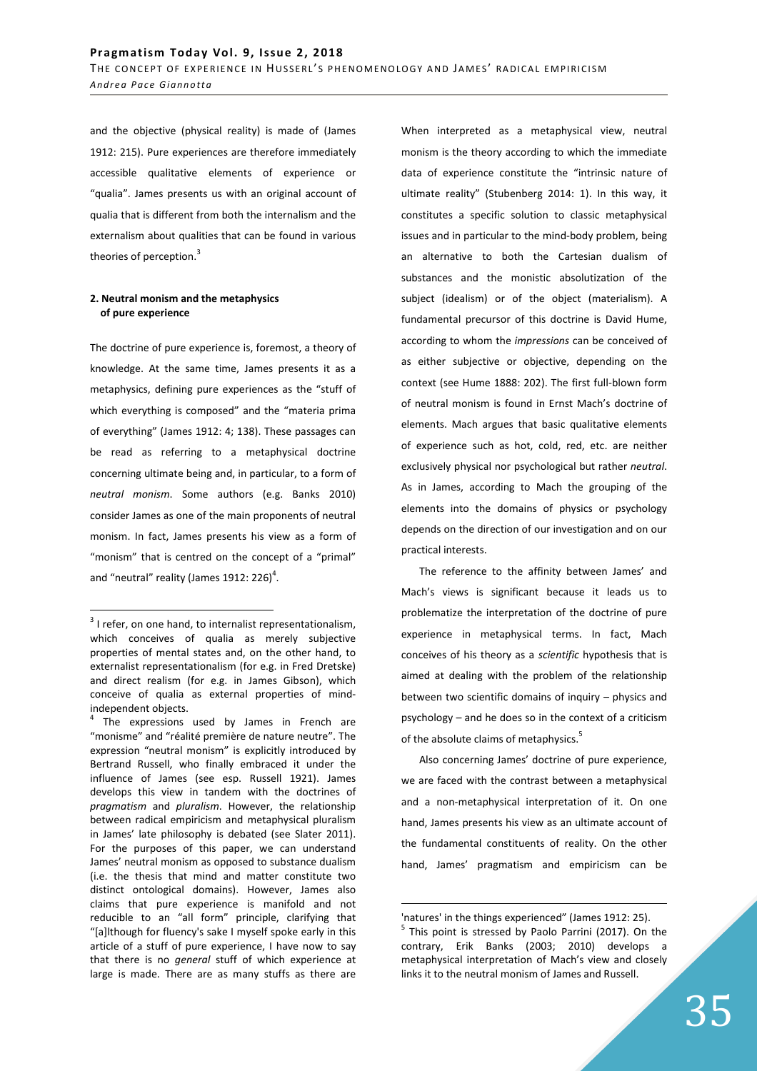and the objective (physical reality) is made of (James 1912: 215). Pure experiences are therefore immediately accessible qualitative elements of experience or "qualia". James presents us with an original account of qualia that is different from both the internalism and the externalism about qualities that can be found in various theories of perception.[3]

## 2. Neutral monism and the metaphysics of pure experience

The doctrine of pure experience is, foremost, a theory of knowledge. At the same time, James presents it as a metaphysics, defining pure experiences as the "stuff of which everything is composed" and the "materia prima of everything" (James 1912: 4; 138). These passages can be read as referring to a metaphysical doctrine concerning ultimate being and, in particular, to a form of *neutral monism*. Some authors (e.g. Banks 2010) consider James as one of the main proponents of neutral monism. In fact, James presents his view as a form of "monism" that is centred on the concept of a "primal" and "neutral" reality (James 1912: 226)[4].

When interpreted as a metaphysical view, neutral monism is the theory according to which the immediate data of experience constitute the "intrinsic nature of ultimate reality" (Stubenberg 2014: 1). In this way, it constitutes a specific solution to classic metaphysical issues and in particular to the mind-body problem, being an alternative to both the Cartesian dualism of substances and the monistic absolutization of the subject (idealism) or of the object (materialism). A fundamental precursor of this doctrine is David Hume, according to whom the *impressions* can be conceived of as either subjective or objective, depending on the context (see Hume 1888: 202). The first full-blown form of neutral monism is found in Ernst Mach's doctrine of elements. Mach argues that basic qualitative elements of experience such as hot, cold, red, etc. are neither exclusively physical nor psychological but rather *neutral*. As in James, according to Mach the grouping of the elements into the domains of physics or psychology depends on the direction of our investigation and on our practical interests.

The reference to the affinity between James' and Mach's views is significant because it leads us to problematize the interpretation of the doctrine of pure experience in metaphysical terms. In fact, Mach conceives of his theory as a *scientific* hypothesis that is aimed at dealing with the problem of the relationship between two scientific domains of inquiry – physics and psychology – and he does so in the context of a criticism of the absolute claims of metaphysics.[5]

Also concerning James' doctrine of pure experience, we are faced with the contrast between a metaphysical and a non-metaphysical interpretation of it. On one hand, James presents his view as an ultimate account of the fundamental constituents of reality. On the other hand, James' pragmatism and empiricism can be

---

[3] I refer, on one hand, to internalist representationalism, which conceives of qualia as merely subjective properties of mental states and, on the other hand, to externalist representationalism (for e.g. in Fred Dretske) and direct realism (for e.g. in James Gibson), which conceive of qualia as external properties of mind-independent objects.

[4] The expressions used by James in French are "monisme" and "réalité première de nature neutre". The expression "neutral monism" is explicitly introduced by Bertrand Russell, who finally embraced it under the influence of James (see esp. Russell 1921). James develops this view in tandem with the doctrines of *pragmatism* and *pluralism*. However, the relationship between radical empiricism and metaphysical pluralism in James' late philosophy is debated (see Slater 2011). For the purposes of this paper, we can understand James' neutral monism as opposed to substance dualism (i.e. the thesis that mind and matter constitute two distinct ontological domains). However, James also claims that pure experience is manifold and not reducible to an "all form" principle, clarifying that "[a]lthough for fluency's sake I myself spoke early in this article of a stuff of pure experience, I have now to say that there is no *general* stuff of which experience at large is made. There are as many stuffs as there are 'natures' in the things experienced" (James 1912: 25).

[5] This point is stressed by Paolo Parrini (2017). On the contrary, Erik Banks (2003; 2010) develops a metaphysical interpretation of Mach's view and closely links it to the neutral monism of James and Russell.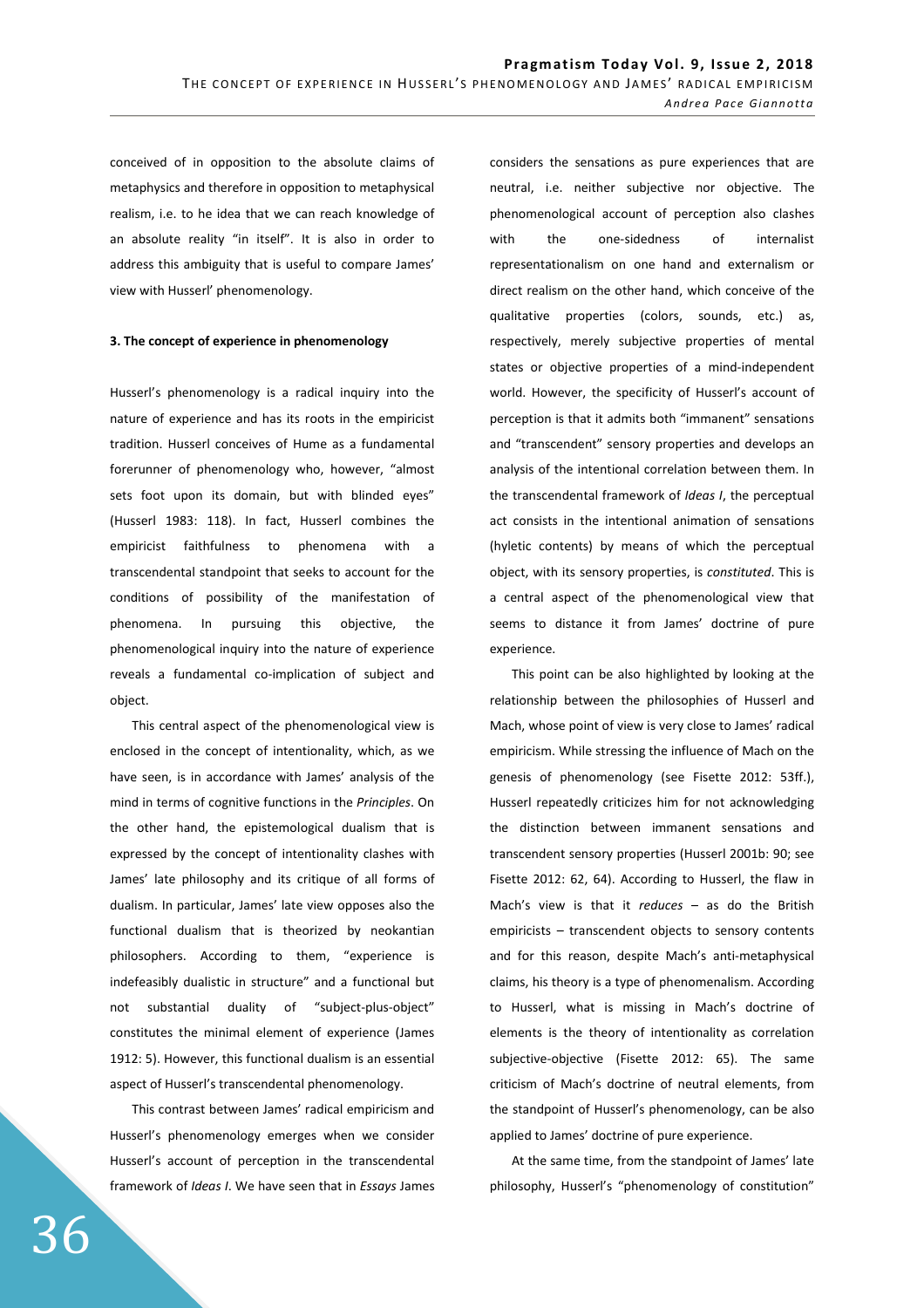conceived of in opposition to the absolute claims of metaphysics and therefore in opposition to metaphysical realism, i.e. to he idea that we can reach knowledge of an absolute reality "in itself". It is also in order to address this ambiguity that is useful to compare James' view with Husserl' phenomenology.

### 3. The concept of experience in phenomenology

Husserl's phenomenology is a radical inquiry into the nature of experience and has its roots in the empiricist tradition. Husserl conceives of Hume as a fundamental forerunner of phenomenology who, however, "almost sets foot upon its domain, but with blinded eyes" (Husserl 1983: 118). In fact, Husserl combines the empiricist faithfulness to phenomena with a transcendental standpoint that seeks to account for the conditions of possibility of the manifestation of phenomena. In pursuing this objective, the phenomenological inquiry into the nature of experience reveals a fundamental co-implication of subject and object.

This central aspect of the phenomenological view is enclosed in the concept of intentionality, which, as we have seen, is in accordance with James' analysis of the mind in terms of cognitive functions in the *Principles*. On the other hand, the epistemological dualism that is expressed by the concept of intentionality clashes with James' late philosophy and its critique of all forms of dualism. In particular, James' late view opposes also the functional dualism that is theorized by neokantian philosophers. According to them, "experience is indefeasibly dualistic in structure" and a functional but not substantial duality of "subject-plus-object" constitutes the minimal element of experience (James 1912: 5). However, this functional dualism is an essential aspect of Husserl's transcendental phenomenology.

This contrast between James' radical empiricism and Husserl's phenomenology emerges when we consider Husserl's account of perception in the transcendental framework of *Ideas I*. We have seen that in *Essays* James considers the sensations as pure experiences that are neutral, i.e. neither subjective nor objective. The phenomenological account of perception also clashes with the one-sidedness of internalist representationalism on one hand and externalism or direct realism on the other hand, which conceive of the qualitative properties (colors, sounds, etc.) as, respectively, merely subjective properties of mental states or objective properties of a mind-independent world. However, the specificity of Husserl's account of perception is that it admits both "immanent" sensations and "transcendent" sensory properties and develops an analysis of the intentional correlation between them. In the transcendental framework of *Ideas I*, the perceptual act consists in the intentional animation of sensations (hyletic contents) by means of which the perceptual object, with its sensory properties, is *constituted*. This is a central aspect of the phenomenological view that seems to distance it from James' doctrine of pure experience.

This point can be also highlighted by looking at the relationship between the philosophies of Husserl and Mach, whose point of view is very close to James' radical empiricism. While stressing the influence of Mach on the genesis of phenomenology (see Fisette 2012: 53ff.), Husserl repeatedly criticizes him for not acknowledging the distinction between immanent sensations and transcendent sensory properties (Husserl 2001b: 90; see Fisette 2012: 62, 64). According to Husserl, the flaw in Mach's view is that it *reduces* – as do the British empiricists – transcendent objects to sensory contents and for this reason, despite Mach's anti-metaphysical claims, his theory is a type of phenomenalism. According to Husserl, what is missing in Mach's doctrine of elements is the theory of intentionality as correlation subjective-objective (Fisette 2012: 65). The same criticism of Mach's doctrine of neutral elements, from the standpoint of Husserl's phenomenology, can be also applied to James' doctrine of pure experience.

At the same time, from the standpoint of James' late philosophy, Husserl's "phenomenology of constitution"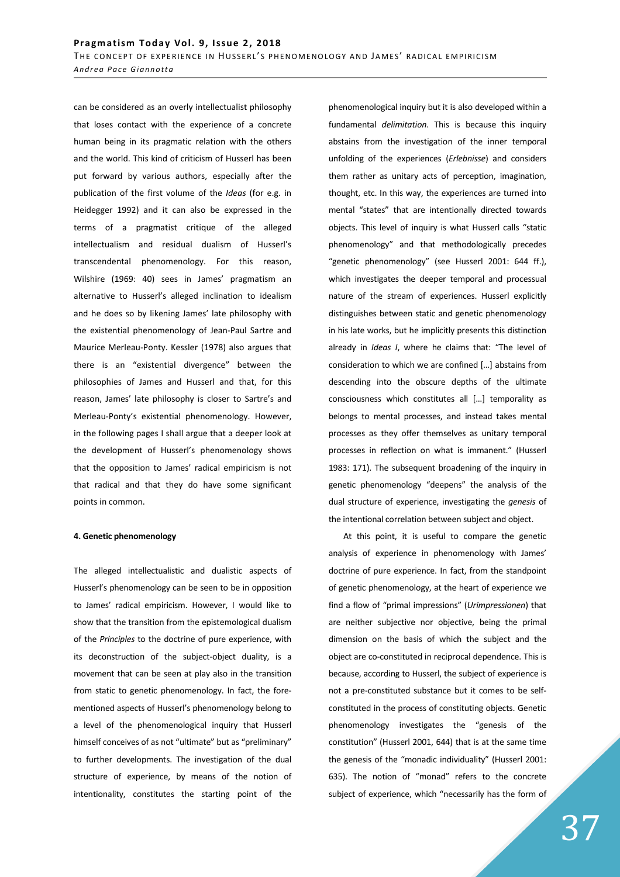can be considered as an overly intellectualist philosophy that loses contact with the experience of a concrete human being in its pragmatic relation with the others and the world. This kind of criticism of Husserl has been put forward by various authors, especially after the publication of the first volume of the *Ideas* (for e.g. in Heidegger 1992) and it can also be expressed in the terms of a pragmatist critique of the alleged intellectualism and residual dualism of Husserl's transcendental phenomenology. For this reason, Wilshire (1969: 40) sees in James' pragmatism an alternative to Husserl's alleged inclination to idealism and he does so by likening James' late philosophy with the existential phenomenology of Jean-Paul Sartre and Maurice Merleau-Ponty. Kessler (1978) also argues that there is an "existential divergence" between the philosophies of James and Husserl and that, for this reason, James' late philosophy is closer to Sartre's and Merleau-Ponty's existential phenomenology. However, in the following pages I shall argue that a deeper look at the development of Husserl's phenomenology shows that the opposition to James' radical empiricism is not that radical and that they do have some significant points in common.

#### 4. Genetic phenomenology

The alleged intellectualistic and dualistic aspects of Husserl's phenomenology can be seen to be in opposition to James' radical empiricism. However, I would like to show that the transition from the epistemological dualism of the *Principles* to the doctrine of pure experience, with its deconstruction of the subject-object duality, is a movement that can be seen at play also in the transition from static to genetic phenomenology. In fact, the fore-mentioned aspects of Husserl's phenomenology belong to a level of the phenomenological inquiry that Husserl himself conceives of as not "ultimate" but as "preliminary" to further developments. The investigation of the dual structure of experience, by means of the notion of intentionality, constitutes the starting point of the phenomenological inquiry but it is also developed within a fundamental *delimitation*. This is because this inquiry abstains from the investigation of the inner temporal unfolding of the experiences (*Erlebnisse*) and considers them rather as unitary acts of perception, imagination, thought, etc. In this way, the experiences are turned into mental "states" that are intentionally directed towards objects. This level of inquiry is what Husserl calls "static phenomenology" and that methodologically precedes "genetic phenomenology" (see Husserl 2001: 644 ff.), which investigates the deeper temporal and processual nature of the stream of experiences. Husserl explicitly distinguishes between static and genetic phenomenology in his late works, but he implicitly presents this distinction already in *Ideas I*, where he claims that: "The level of consideration to which we are confined […] abstains from descending into the obscure depths of the ultimate consciousness which constitutes all […] temporality as belongs to mental processes, and instead takes mental processes as they offer themselves as unitary temporal processes in reflection on what is immanent." (Husserl 1983: 171). The subsequent broadening of the inquiry in genetic phenomenology "deepens" the analysis of the dual structure of experience, investigating the *genesis* of the intentional correlation between subject and object.

At this point, it is useful to compare the genetic analysis of experience in phenomenology with James' doctrine of pure experience. In fact, from the standpoint of genetic phenomenology, at the heart of experience we find a flow of "primal impressions" (*Urimpressionen*) that are neither subjective nor objective, being the primal dimension on the basis of which the subject and the object are co-constituted in reciprocal dependence. This is because, according to Husserl, the subject of experience is not a pre-constituted substance but it comes to be self-constituted in the process of constituting objects. Genetic phenomenology investigates the "genesis of the constitution" (Husserl 2001, 644) that is at the same time the genesis of the "monadic individuality" (Husserl 2001: 635). The notion of "monad" refers to the concrete subject of experience, which "necessarily has the form of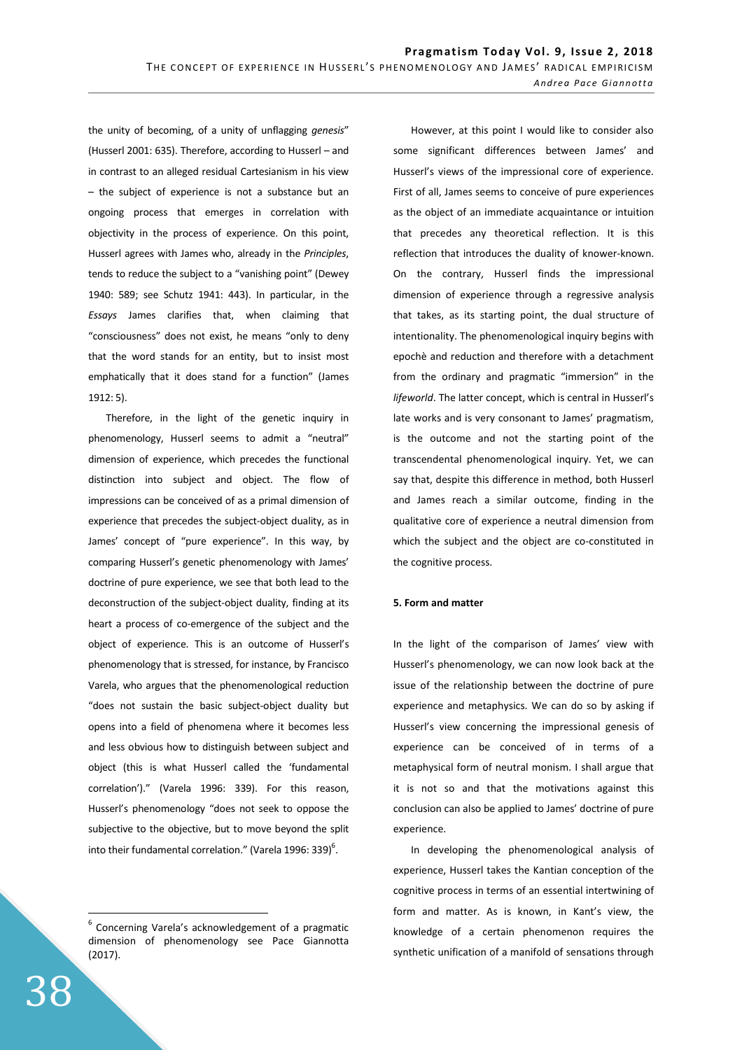the unity of becoming, of a unity of unflagging *genesis*" (Husserl 2001: 635). Therefore, according to Husserl – and in contrast to an alleged residual Cartesianism in his view – the subject of experience is not a substance but an ongoing process that emerges in correlation with objectivity in the process of experience. On this point, Husserl agrees with James who, already in the *Principles*, tends to reduce the subject to a "vanishing point" (Dewey 1940: 589; see Schutz 1941: 443). In particular, in the *Essays* James clarifies that, when claiming that "consciousness" does not exist, he means "only to deny that the word stands for an entity, but to insist most emphatically that it does stand for a function" (James 1912: 5).

Therefore, in the light of the genetic inquiry in phenomenology, Husserl seems to admit a "neutral" dimension of experience, which precedes the functional distinction into subject and object. The flow of impressions can be conceived of as a primal dimension of experience that precedes the subject-object duality, as in James' concept of "pure experience". In this way, by comparing Husserl's genetic phenomenology with James' doctrine of pure experience, we see that both lead to the deconstruction of the subject-object duality, finding at its heart a process of co-emergence of the subject and the object of experience. This is an outcome of Husserl's phenomenology that is stressed, for instance, by Francisco Varela, who argues that the phenomenological reduction "does not sustain the basic subject-object duality but opens into a field of phenomena where it becomes less and less obvious how to distinguish between subject and object (this is what Husserl called the 'fundamental correlation')." (Varela 1996: 339). For this reason, Husserl's phenomenology "does not seek to oppose the subjective to the objective, but to move beyond the split into their fundamental correlation." (Varela 1996: 339)[6].

However, at this point I would like to consider also some significant differences between James' and Husserl's views of the impressional core of experience. First of all, James seems to conceive of pure experiences as the object of an immediate acquaintance or intuition that precedes any theoretical reflection. It is this reflection that introduces the duality of knower-known. On the contrary, Husserl finds the impressional dimension of experience through a regressive analysis that takes, as its starting point, the dual structure of intentionality. The phenomenological inquiry begins with epochè and reduction and therefore with a detachment from the ordinary and pragmatic "immersion" in the *lifeworld*. The latter concept, which is central in Husserl's late works and is very consonant to James' pragmatism, is the outcome and not the starting point of the transcendental phenomenological inquiry. Yet, we can say that, despite this difference in method, both Husserl and James reach a similar outcome, finding in the qualitative core of experience a neutral dimension from which the subject and the object are co-constituted in the cognitive process.

#### 5. Form and matter

In the light of the comparison of James' view with Husserl's phenomenology, we can now look back at the issue of the relationship between the doctrine of pure experience and metaphysics. We can do so by asking if Husserl's view concerning the impressional genesis of experience can be conceived of in terms of a metaphysical form of neutral monism. I shall argue that it is not so and that the motivations against this conclusion can also be applied to James' doctrine of pure experience.

In developing the phenomenological analysis of experience, Husserl takes the Kantian conception of the cognitive process in terms of an essential intertwining of form and matter. As is known, in Kant's view, the knowledge of a certain phenomenon requires the synthetic unification of a manifold of sensations through

---

[6] Concerning Varela's acknowledgement of a pragmatic dimension of phenomenology see Pace Giannotta (2017).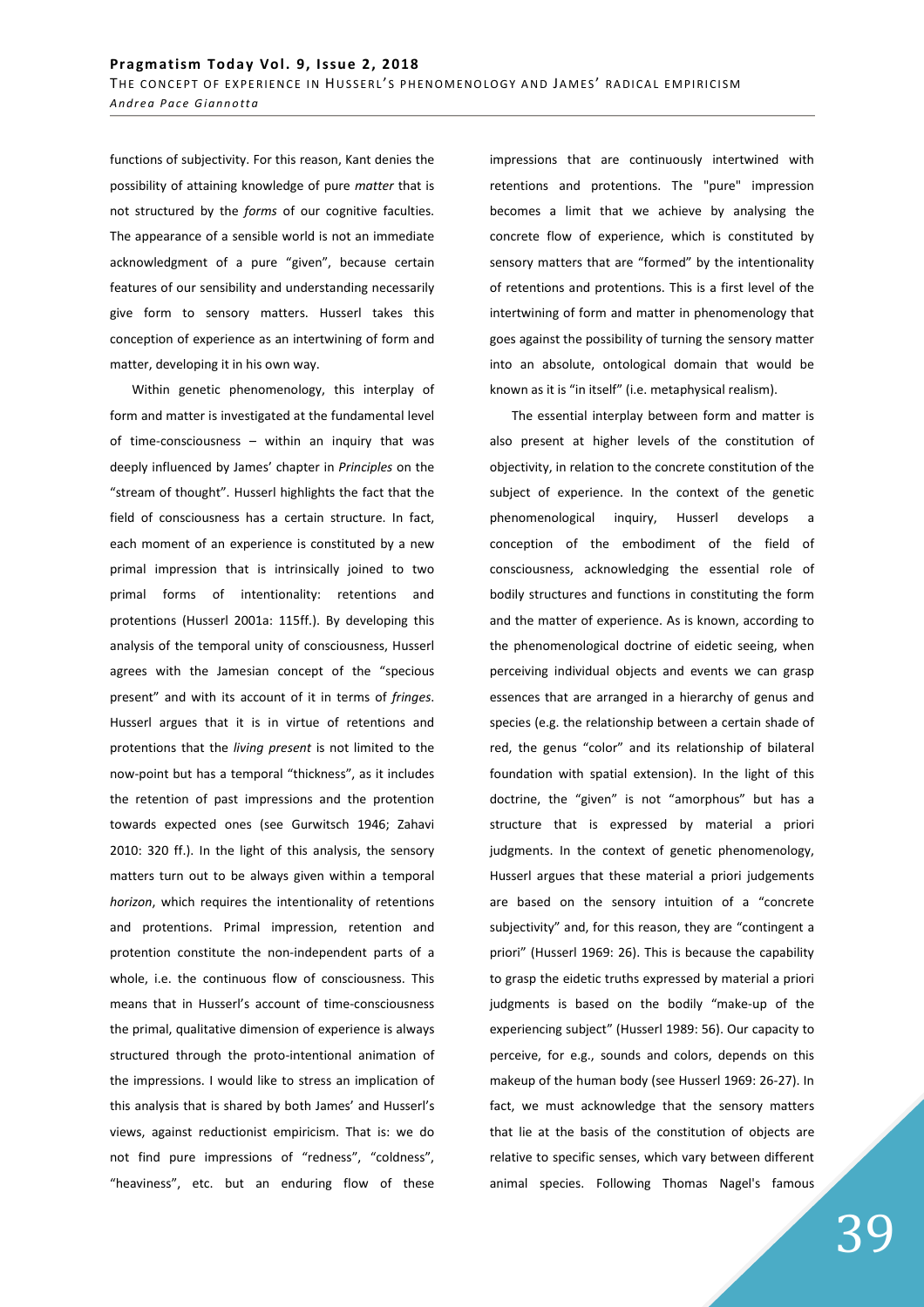functions of subjectivity. For this reason, Kant denies the possibility of attaining knowledge of pure *matter* that is not structured by the *forms* of our cognitive faculties. The appearance of a sensible world is not an immediate acknowledgment of a pure "given", because certain features of our sensibility and understanding necessarily give form to sensory matters. Husserl takes this conception of experience as an intertwining of form and matter, developing it in his own way.

Within genetic phenomenology, this interplay of form and matter is investigated at the fundamental level of time-consciousness – within an inquiry that was deeply influenced by James' chapter in *Principles* on the "stream of thought". Husserl highlights the fact that the field of consciousness has a certain structure. In fact, each moment of an experience is constituted by a new primal impression that is intrinsically joined to two primal forms of intentionality: retentions and protentions (Husserl 2001a: 115ff.). By developing this analysis of the temporal unity of consciousness, Husserl agrees with the Jamesian concept of the "specious present" and with its account of it in terms of *fringes*. Husserl argues that it is in virtue of retentions and protentions that the *living present* is not limited to the now-point but has a temporal "thickness", as it includes the retention of past impressions and the protention towards expected ones (see Gurwitsch 1946; Zahavi 2010: 320 ff.). In the light of this analysis, the sensory matters turn out to be always given within a temporal *horizon*, which requires the intentionality of retentions and protentions. Primal impression, retention and protention constitute the non-independent parts of a whole, i.e. the continuous flow of consciousness. This means that in Husserl's account of time-consciousness the primal, qualitative dimension of experience is always structured through the proto-intentional animation of the impressions. I would like to stress an implication of this analysis that is shared by both James' and Husserl's views, against reductionist empiricism. That is: we do not find pure impressions of "redness", "coldness", "heaviness", etc. but an enduring flow of these impressions that are continuously intertwined with retentions and protentions. The "pure" impression becomes a limit that we achieve by analysing the concrete flow of experience, which is constituted by sensory matters that are "formed" by the intentionality of retentions and protentions. This is a first level of the intertwining of form and matter in phenomenology that goes against the possibility of turning the sensory matter into an absolute, ontological domain that would be known as it is "in itself" (i.e. metaphysical realism).

The essential interplay between form and matter is also present at higher levels of the constitution of objectivity, in relation to the concrete constitution of the subject of experience. In the context of the genetic phenomenological inquiry, Husserl develops a conception of the embodiment of the field of consciousness, acknowledging the essential role of bodily structures and functions in constituting the form and the matter of experience. As is known, according to the phenomenological doctrine of eidetic seeing, when perceiving individual objects and events we can grasp essences that are arranged in a hierarchy of genus and species (e.g. the relationship between a certain shade of red, the genus "color" and its relationship of bilateral foundation with spatial extension). In the light of this doctrine, the "given" is not "amorphous" but has a structure that is expressed by material a priori judgments. In the context of genetic phenomenology, Husserl argues that these material a priori judgements are based on the sensory intuition of a "concrete subjectivity" and, for this reason, they are "contingent a priori" (Husserl 1969: 26). This is because the capability to grasp the eidetic truths expressed by material a priori judgments is based on the bodily "make-up of the experiencing subject" (Husserl 1989: 56). Our capacity to perceive, for e.g., sounds and colors, depends on this makeup of the human body (see Husserl 1969: 26-27). In fact, we must acknowledge that the sensory matters that lie at the basis of the constitution of objects are relative to specific senses, which vary between different animal species. Following Thomas Nagel's famous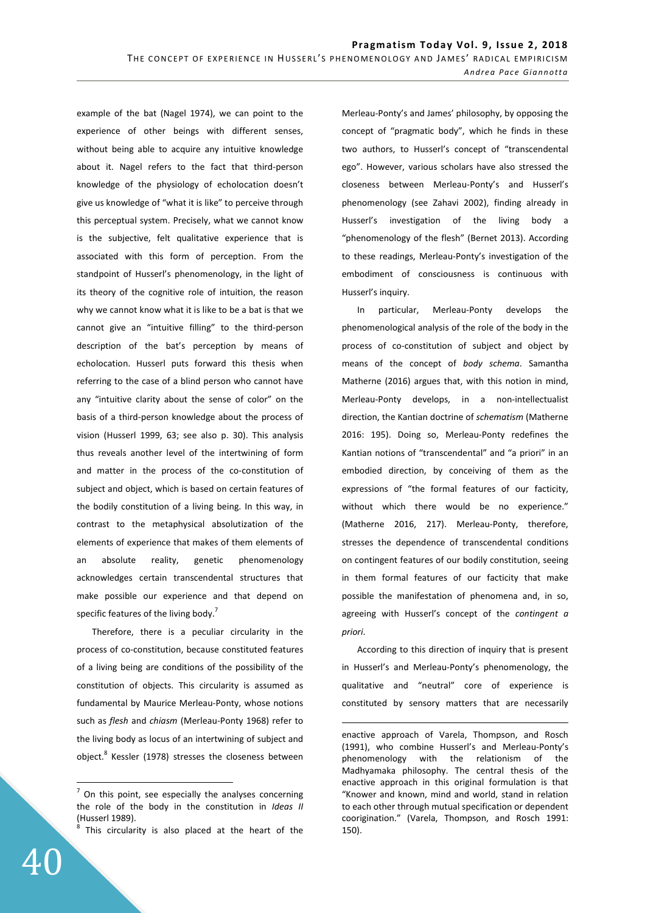example of the bat (Nagel 1974), we can point to the experience of other beings with different senses, without being able to acquire any intuitive knowledge about it. Nagel refers to the fact that third-person knowledge of the physiology of echolocation doesn't give us knowledge of "what it is like" to perceive through this perceptual system. Precisely, what we cannot know is the subjective, felt qualitative experience that is associated with this form of perception. From the standpoint of Husserl's phenomenology, in the light of its theory of the cognitive role of intuition, the reason why we cannot know what it is like to be a bat is that we cannot give an "intuitive filling" to the third-person description of the bat's perception by means of echolocation. Husserl puts forward this thesis when referring to the case of a blind person who cannot have any "intuitive clarity about the sense of color" on the basis of a third-person knowledge about the process of vision (Husserl 1999, 63; see also p. 30). This analysis thus reveals another level of the intertwining of form and matter in the process of the co-constitution of subject and object, which is based on certain features of the bodily constitution of a living being. In this way, in contrast to the metaphysical absolutization of the elements of experience that makes of them elements of an absolute reality, genetic phenomenology acknowledges certain transcendental structures that make possible our experience and that depend on specific features of the living body.[7]

Therefore, there is a peculiar circularity in the process of co-constitution, because constituted features of a living being are conditions of the possibility of the constitution of objects. This circularity is assumed as fundamental by Maurice Merleau-Ponty, whose notions such as *flesh* and *chiasm* (Merleau-Ponty 1968) refer to the living body as locus of an intertwining of subject and object.[8] Kessler (1978) stresses the closeness between Merleau-Ponty's and James' philosophy, by opposing the concept of "pragmatic body", which he finds in these two authors, to Husserl's concept of "transcendental ego". However, various scholars have also stressed the closeness between Merleau-Ponty's and Husserl's phenomenology (see Zahavi 2002), finding already in Husserl's investigation of the living body a "phenomenology of the flesh" (Bernet 2013). According to these readings, Merleau-Ponty's investigation of the embodiment of consciousness is continuous with Husserl's inquiry.

In particular, Merleau-Ponty develops the phenomenological analysis of the role of the body in the process of co-constitution of subject and object by means of the concept of *body schema*. Samantha Matherne (2016) argues that, with this notion in mind, Merleau-Ponty develops, in a non-intellectualist direction, the Kantian doctrine of *schematism* (Matherne 2016: 195). Doing so, Merleau-Ponty redefines the Kantian notions of "transcendental" and "a priori" in an embodied direction, by conceiving of them as the expressions of "the formal features of our facticity, without which there would be no experience." (Matherne 2016, 217). Merleau-Ponty, therefore, stresses the dependence of transcendental conditions on contingent features of our bodily constitution, seeing in them formal features of our facticity that make possible the manifestation of phenomena and, in so, agreeing with Husserl's concept of the *contingent a priori*.

According to this direction of inquiry that is present in Husserl's and Merleau-Ponty's phenomenology, the qualitative and "neutral" core of experience is constituted by sensory matters that are necessarily

---

[7] On this point, see especially the analyses concerning the role of the body in the constitution in *Ideas II* (Husserl 1989).

[8] This circularity is also placed at the heart of the enactive approach of Varela, Thompson, and Rosch (1991), who combine Husserl's and Merleau-Ponty's phenomenology with the relationism of the Madhyamaka philosophy. The central thesis of the enactive approach in this original formulation is that "Knower and known, mind and world, stand in relation to each other through mutual specification or dependent coorigination." (Varela, Thompson, and Rosch 1991: 150).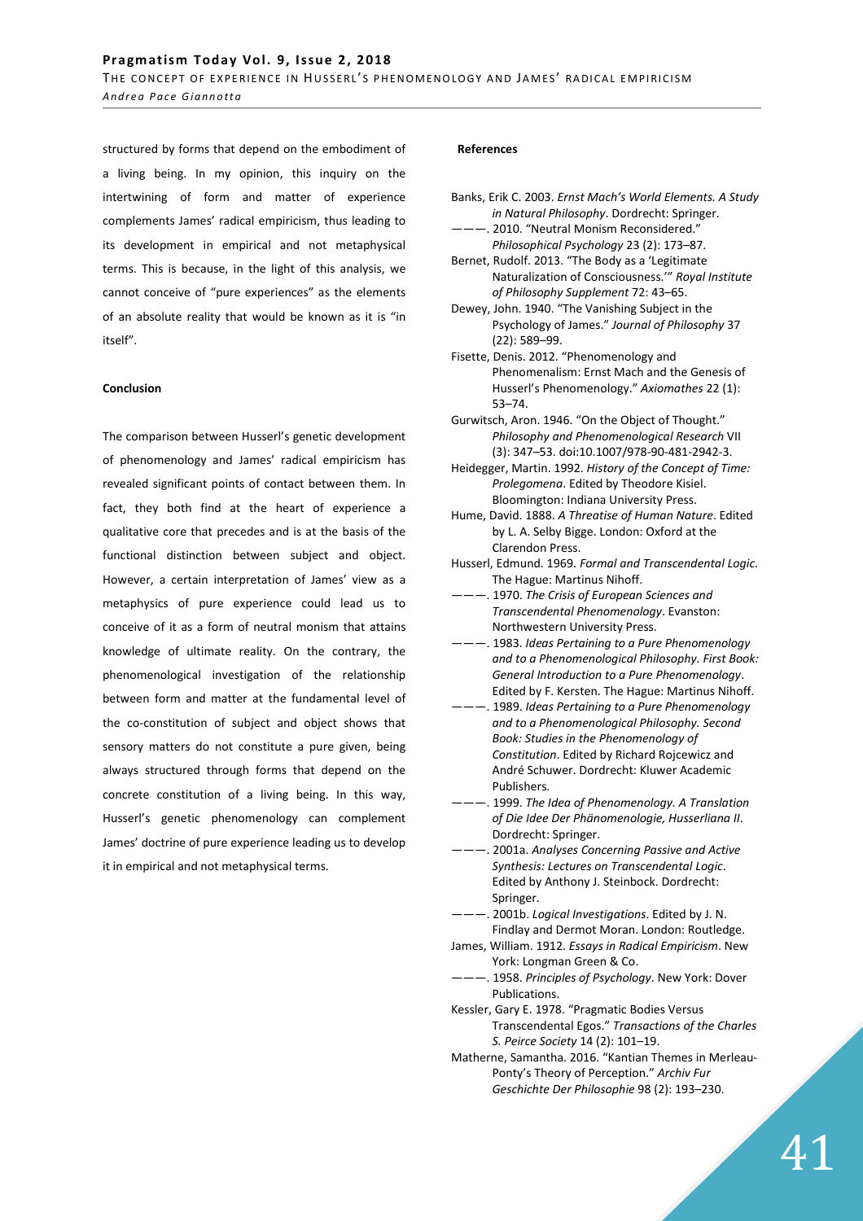structured by forms that depend on the embodiment of a living being. In my opinion, this inquiry on the intertwining of form and matter of experience complements James' radical empiricism, thus leading to its development in empirical and not metaphysical terms. This is because, in the light of this analysis, we cannot conceive of "pure experiences" as the elements of an absolute reality that would be known as it is "in itself".

**Conclusion**

The comparison between Husserl's genetic development of phenomenology and James' radical empiricism has revealed significant points of contact between them. In fact, they both find at the heart of experience a qualitative core that precedes and is at the basis of the functional distinction between subject and object. However, a certain interpretation of James' view as a metaphysics of pure experience could lead us to conceive of it as a form of neutral monism that attains knowledge of ultimate reality. On the contrary, the phenomenological investigation of the relationship between form and matter at the fundamental level of the co-constitution of subject and object shows that sensory matters do not constitute a pure given, being always structured through forms that depend on the concrete constitution of a living being. In this way, Husserl's genetic phenomenology can complement James' doctrine of pure experience leading us to develop it in empirical and not metaphysical terms.

**References**

Banks, Erik C. 2003. *Ernst Mach's World Elements. A Study in Natural Philosophy*. Dordrecht: Springer.

———. 2010. "Neutral Monism Reconsidered." *Philosophical Psychology* 23 (2): 173–87.

Bernet, Rudolf. 2013. "The Body as a 'Legitimate Naturalization of Consciousness.'" *Royal Institute of Philosophy Supplement* 72: 43–65.

Dewey, John. 1940. "The Vanishing Subject in the Psychology of James." *Journal of Philosophy* 37 (22): 589–99.

Fisette, Denis. 2012. "Phenomenology and Phenomenalism: Ernst Mach and the Genesis of Husserl's Phenomenology." *Axiomathes* 22 (1): 53–74.

Gurwitsch, Aron. 1946. "On the Object of Thought." *Philosophy and Phenomenological Research* VII (3): 347–53. doi:10.1007/978-90-481-2942-3.

Heidegger, Martin. 1992. *History of the Concept of Time: Prolegomena*. Edited by Theodore Kisiel. Bloomington: Indiana University Press.

Hume, David. 1888. *A Threatise of Human Nature*. Edited by L. A. Selby Bigge. London: Oxford at the Clarendon Press.

Husserl, Edmund. 1969. *Formal and Transcendental Logic*. The Hague: Martinus Nihoff.

———. 1970. *The Crisis of European Sciences and Transcendental Phenomenology*. Evanston: Northwestern University Press.

———. 1983. *Ideas Pertaining to a Pure Phenomenology and to a Phenomenological Philosophy. First Book: General Introduction to a Pure Phenomenology*. Edited by F. Kersten. The Hague: Martinus Nihoff.

———. 1989. *Ideas Pertaining to a Pure Phenomenology and to a Phenomenological Philosophy. Second Book: Studies in the Phenomenology of Constitution*. Edited by Richard Rojcewicz and André Schuwer. Dordrecht: Kluwer Academic Publishers.

———. 1999. *The Idea of Phenomenology. A Translation of Die Idee Der Phänomenologie, Husserliana II*. Dordrecht: Springer.

———. 2001a. *Analyses Concerning Passive and Active Synthesis: Lectures on Transcendental Logic*. Edited by Anthony J. Steinbock. Dordrecht: Springer.

———. 2001b. *Logical Investigations*. Edited by J. N. Findlay and Dermot Moran. London: Routledge.

James, William. 1912. *Essays in Radical Empiricism*. New York: Longman Green & Co.

———. 1958. *Principles of Psychology*. New York: Dover Publications.

Kessler, Gary E. 1978. "Pragmatic Bodies Versus Transcendental Egos." *Transactions of the Charles S. Peirce Society* 14 (2): 101–19.

Matherne, Samantha. 2016. "Kantian Themes in Merleau-Ponty's Theory of Perception." *Archiv Fur Geschichte Der Philosophie* 98 (2): 193–230.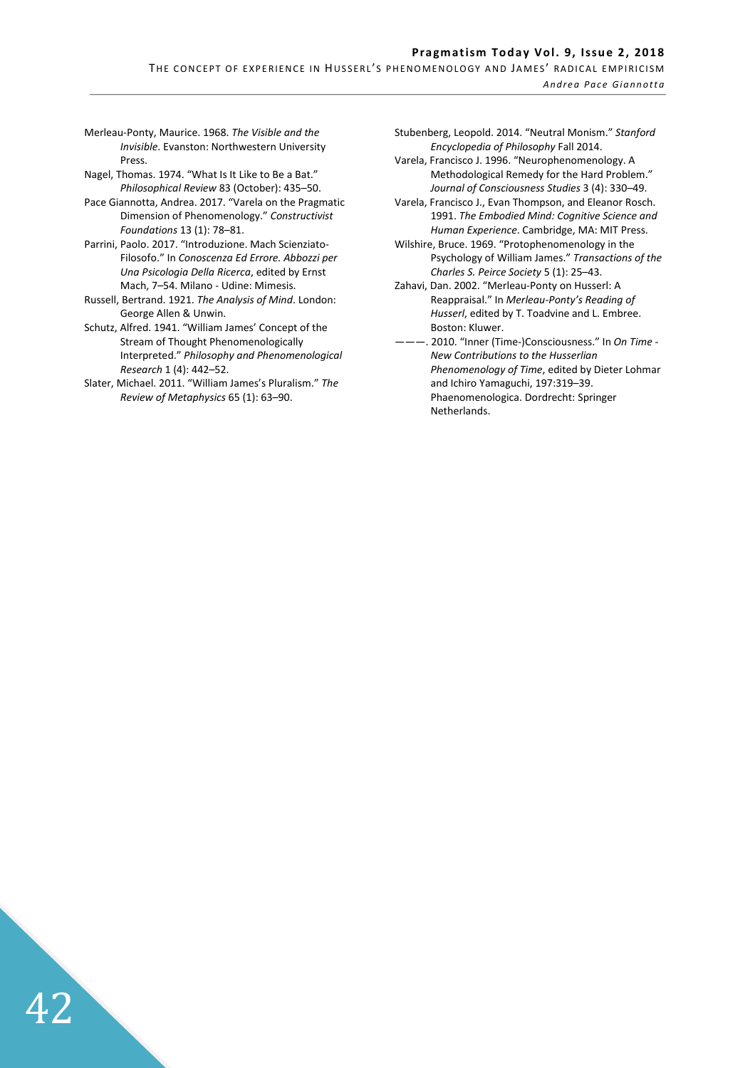Merleau-Ponty, Maurice. 1968. *The Visible and the Invisible*. Evanston: Northwestern University Press.

Nagel, Thomas. 1974. "What Is It Like to Be a Bat." *Philosophical Review* 83 (October): 435–50.

Pace Giannotta, Andrea. 2017. "Varela on the Pragmatic Dimension of Phenomenology." *Constructivist Foundations* 13 (1): 78–81.

Parrini, Paolo. 2017. "Introduzione. Mach Scienziato-Filosofo." In *Conoscenza Ed Errore. Abbozzi per Una Psicologia Della Ricerca*, edited by Ernst Mach, 7–54. Milano - Udine: Mimesis.

Russell, Bertrand. 1921. *The Analysis of Mind*. London: George Allen & Unwin.

Schutz, Alfred. 1941. "William James' Concept of the Stream of Thought Phenomenologically Interpreted." *Philosophy and Phenomenological Research* 1 (4): 442–52.

Slater, Michael. 2011. "William James's Pluralism." *The Review of Metaphysics* 65 (1): 63–90.

Stubenberg, Leopold. 2014. "Neutral Monism." *Stanford Encyclopedia of Philosophy* Fall 2014.

Varela, Francisco J. 1996. "Neurophenomenology. A Methodological Remedy for the Hard Problem." *Journal of Consciousness Studies* 3 (4): 330–49.

Varela, Francisco J., Evan Thompson, and Eleanor Rosch. 1991. *The Embodied Mind: Cognitive Science and Human Experience*. Cambridge, MA: MIT Press.

Wilshire, Bruce. 1969. "Protophenomenology in the Psychology of William James." *Transactions of the Charles S. Peirce Society* 5 (1): 25–43.

Zahavi, Dan. 2002. "Merleau-Ponty on Husserl: A Reappraisal." In *Merleau-Ponty's Reading of Husserl*, edited by T. Toadvine and L. Embree. Boston: Kluwer.

———. 2010. "Inner (Time-)Consciousness." In *On Time - New Contributions to the Husserlian Phenomenology of Time*, edited by Dieter Lohmar and Ichiro Yamaguchi, 197:319–39. Phaenomenologica. Dordrecht: Springer Netherlands.